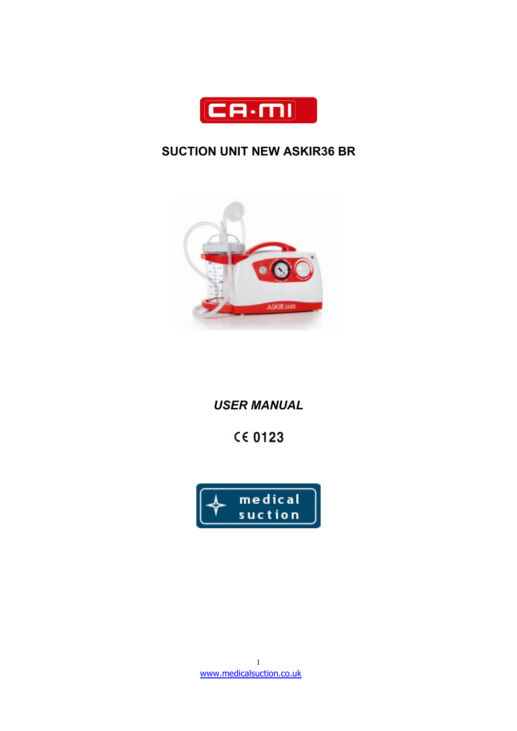# SUCTION UNIT NEW ASKIR36 BR

*USER MANUAL*

CE 0123

www.medicalsuction.co.uk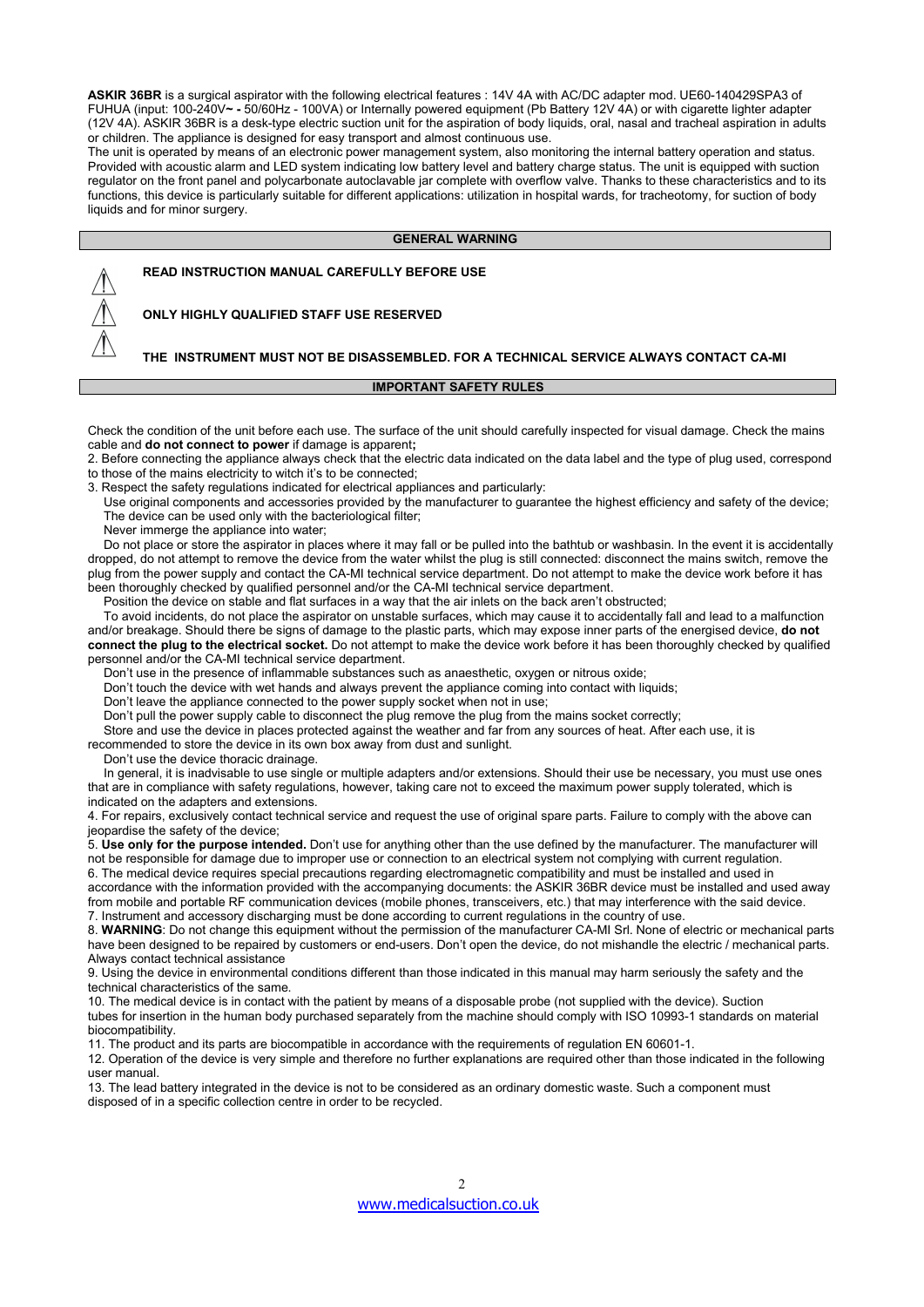**ASKIR 36BR** is a surgical aspirator with the following electrical features : 14V 4A with AC/DC adapter mod. UE60-140429SPA3 of FUHUA (input: 100-240V~ - 50/60Hz - 100VA) or Internally powered equipment (Pb Battery 12V 4A) or with cigarette lighter adapter (12V 4A). ASKIR 36BR is a desk-type electric suction unit for the aspiration of body liquids, oral, nasal and tracheal aspiration in adults or children. The appliance is designed for easy transport and almost continuous use.

The unit is operated by means of an electronic power management system, also monitoring the internal battery operation and status. Provided with acoustic alarm and LED system indicating low battery level and battery charge status. The unit is equipped with suction regulator on the front panel and polycarbonate autoclavable jar complete with overflow valve. Thanks to these characteristics and to its functions, this device is particularly suitable for different applications: utilization in hospital wards, for tracheotomy, for suction of body liquids and for minor surgery.

## GENERAL WARNING

⚠ **READ INSTRUCTION MANUAL CAREFULLY BEFORE USE**

⚠ **ONLY HIGHLY QUALIFIED STAFF USE RESERVED**

⚠ **THE INSTRUMENT MUST NOT BE DISASSEMBLED. FOR A TECHNICAL SERVICE ALWAYS CONTACT CA-MI**

## IMPORTANT SAFETY RULES

Check the condition of the unit before each use. The surface of the unit should carefully inspected for visual damage. Check the mains cable and **do not connect to power** if damage is apparent**;**

2. Before connecting the appliance always check that the electric data indicated on the data label and the type of plug used, correspond to those of the mains electricity to witch it's to be connected;

3. Respect the safety regulations indicated for electrical appliances and particularly:

   Use original components and accessories provided by the manufacturer to guarantee the highest efficiency and safety of the device; The device can be used only with the bacteriological filter;

   Never immerge the appliance into water;

   Do not place or store the aspirator in places where it may fall or be pulled into the bathtub or washbasin. In the event it is accidentally dropped, do not attempt to remove the device from the water whilst the plug is still connected: disconnect the mains switch, remove the plug from the power supply and contact the CA-MI technical service department. Do not attempt to make the device work before it has been thoroughly checked by qualified personnel and/or the CA-MI technical service department.

   Position the device on stable and flat surfaces in a way that the air inlets on the back aren't obstructed;

   To avoid incidents, do not place the aspirator on unstable surfaces, which may cause it to accidentally fall and lead to a malfunction and/or breakage. Should there be signs of damage to the plastic parts, which may expose inner parts of the energised device, **do not connect the plug to the electrical socket.** Do not attempt to make the device work before it has been thoroughly checked by qualified personnel and/or the CA-MI technical service department.

   Don't use in the presence of inflammable substances such as anaesthetic, oxygen or nitrous oxide;

   Don't touch the device with wet hands and always prevent the appliance coming into contact with liquids;

   Don't leave the appliance connected to the power supply socket when not in use;

   Don't pull the power supply cable to disconnect the plug remove the plug from the mains socket correctly;

   Store and use the device in places protected against the weather and far from any sources of heat. After each use, it is recommended to store the device in its own box away from dust and sunlight.

   Don't use the device thoracic drainage.

   In general, it is inadvisable to use single or multiple adapters and/or extensions. Should their use be necessary, you must use ones that are in compliance with safety regulations, however, taking care not to exceed the maximum power supply tolerated, which is indicated on the adapters and extensions.

4. For repairs, exclusively contact technical service and request the use of original spare parts. Failure to comply with the above can jeopardise the safety of the device;

5. **Use only for the purpose intended.** Don't use for anything other than the use defined by the manufacturer. The manufacturer will not be responsible for damage due to improper use or connection to an electrical system not complying with current regulation.

6. The medical device requires special precautions regarding electromagnetic compatibility and must be installed and used in accordance with the information provided with the accompanying documents: the ASKIR 36BR device must be installed and used away from mobile and portable RF communication devices (mobile phones, transceivers, etc.) that may interference with the said device.

7. Instrument and accessory discharging must be done according to current regulations in the country of use.

8. **WARNING**: Do not change this equipment without the permission of the manufacturer CA-MI Srl. None of electric or mechanical parts have been designed to be repaired by customers or end-users. Don't open the device, do not mishandle the electric / mechanical parts. Always contact technical assistance

9. Using the device in environmental conditions different than those indicated in this manual may harm seriously the safety and the technical characteristics of the same.

10. The medical device is in contact with the patient by means of a disposable probe (not supplied with the device). Suction tubes for insertion in the human body purchased separately from the machine should comply with ISO 10993-1 standards on material biocompatibility.

11. The product and its parts are biocompatible in accordance with the requirements of regulation EN 60601-1.

12. Operation of the device is very simple and therefore no further explanations are required other than those indicated in the following user manual.

13. The lead battery integrated in the device is not to be considered as an ordinary domestic waste. Such a component must disposed of in a specific collection centre in order to be recycled.

www.medicalsuction.co.uk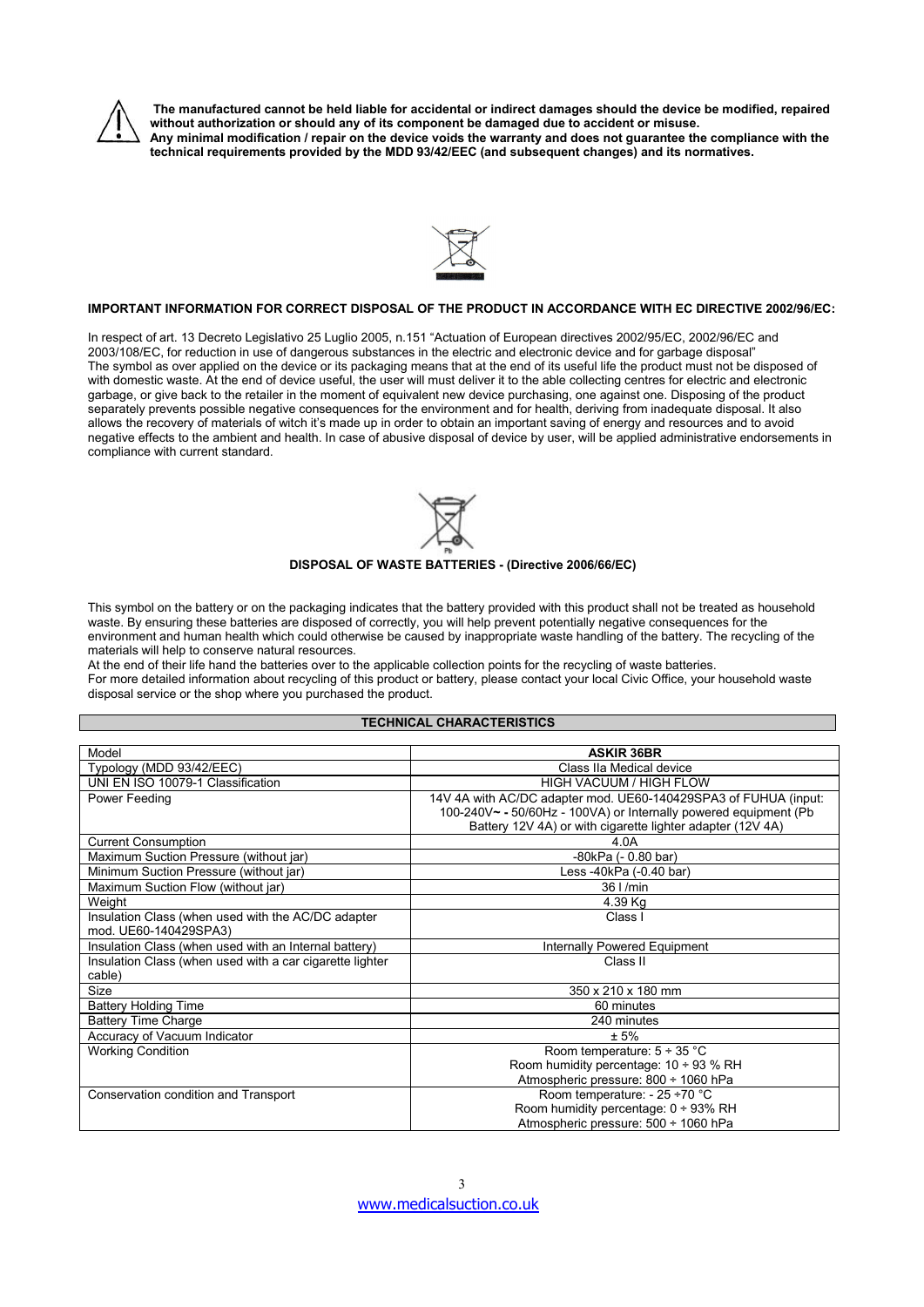**The manufactured cannot be held liable for accidental or indirect damages should the device be modified, repaired without authorization or should any of its component be damaged due to accident or misuse.**
**Any minimal modification / repair on the device voids the warranty and does not guarantee the compliance with the technical requirements provided by the MDD 93/42/EEC (and subsequent changes) and its normatives.**

**IMPORTANT INFORMATION FOR CORRECT DISPOSAL OF THE PRODUCT IN ACCORDANCE WITH EC DIRECTIVE 2002/96/EC:**

In respect of art. 13 Decreto Legislativo 25 Luglio 2005, n.151 "Actuation of European directives 2002/95/EC, 2002/96/EC and 2003/108/EC, for reduction in use of dangerous substances in the electric and electronic device and for garbage disposal" The symbol as over applied on the device or its packaging means that at the end of its useful life the product must not be disposed of with domestic waste. At the end of device useful, the user will must deliver it to the able collecting centres for electric and electronic garbage, or give back to the retailer in the moment of equivalent new device purchasing, one against one. Disposing of the product separately prevents possible negative consequences for the environment and for health, deriving from inadequate disposal. It also allows the recovery of materials of witch it's made up in order to obtain an important saving of energy and resources and to avoid negative effects to the ambient and health. In case of abusive disposal of device by user, will be applied administrative endorsements in compliance with current standard.

**DISPOSAL OF WASTE BATTERIES - (Directive 2006/66/EC)**

This symbol on the battery or on the packaging indicates that the battery provided with this product shall not be treated as household waste. By ensuring these batteries are disposed of correctly, you will help prevent potentially negative consequences for the environment and human health which could otherwise be caused by inappropriate waste handling of the battery. The recycling of the materials will help to conserve natural resources.
At the end of their life hand the batteries over to the applicable collection points for the recycling of waste batteries.
For more detailed information about recycling of this product or battery, please contact your local Civic Office, your household waste disposal service or the shop where you purchased the product.

## TECHNICAL CHARACTERISTICS

| Model | **ASKIR 36BR** |
|---|---|
| Typology (MDD 93/42/EEC) | Class IIa Medical device |
| UNI EN ISO 10079-1 Classification | HIGH VACUUM / HIGH FLOW |
| Power Feeding | 14V 4A with AC/DC adapter mod. UE60-140429SPA3 of FUHUA (input: 100-240V~ - 50/60Hz - 100VA) or Internally powered equipment (Pb Battery 12V 4A) or with cigarette lighter adapter (12V 4A) |
| Current Consumption | 4.0A |
| Maximum Suction Pressure (without jar) | -80kPa (- 0.80 bar) |
| Minimum Suction Pressure (without jar) | Less -40kPa (-0.40 bar) |
| Maximum Suction Flow (without jar) | 36 l /min |
| Weight | 4.39 Kg |
| Insulation Class (when used with the AC/DC adapter mod. UE60-140429SPA3) | Class I |
| Insulation Class (when used with an Internal battery) | Internally Powered Equipment |
| Insulation Class (when used with a car cigarette lighter cable) | Class II |
| Size | 350 x 210 x 180 mm |
| Battery Holding Time | 60 minutes |
| Battery Time Charge | 240 minutes |
| Accuracy of Vacuum Indicator | ± 5% |
| Working Condition | Room temperature: 5 ÷ 35 °C<br>Room humidity percentage: 10 ÷ 93 % RH<br>Atmospheric pressure: 800 ÷ 1060 hPa |
| Conservation condition and Transport | Room temperature: - 25 ÷70 °C<br>Room humidity percentage: 0 ÷ 93% RH<br>Atmospheric pressure: 500 ÷ 1060 hPa |

www.medicalsuction.co.uk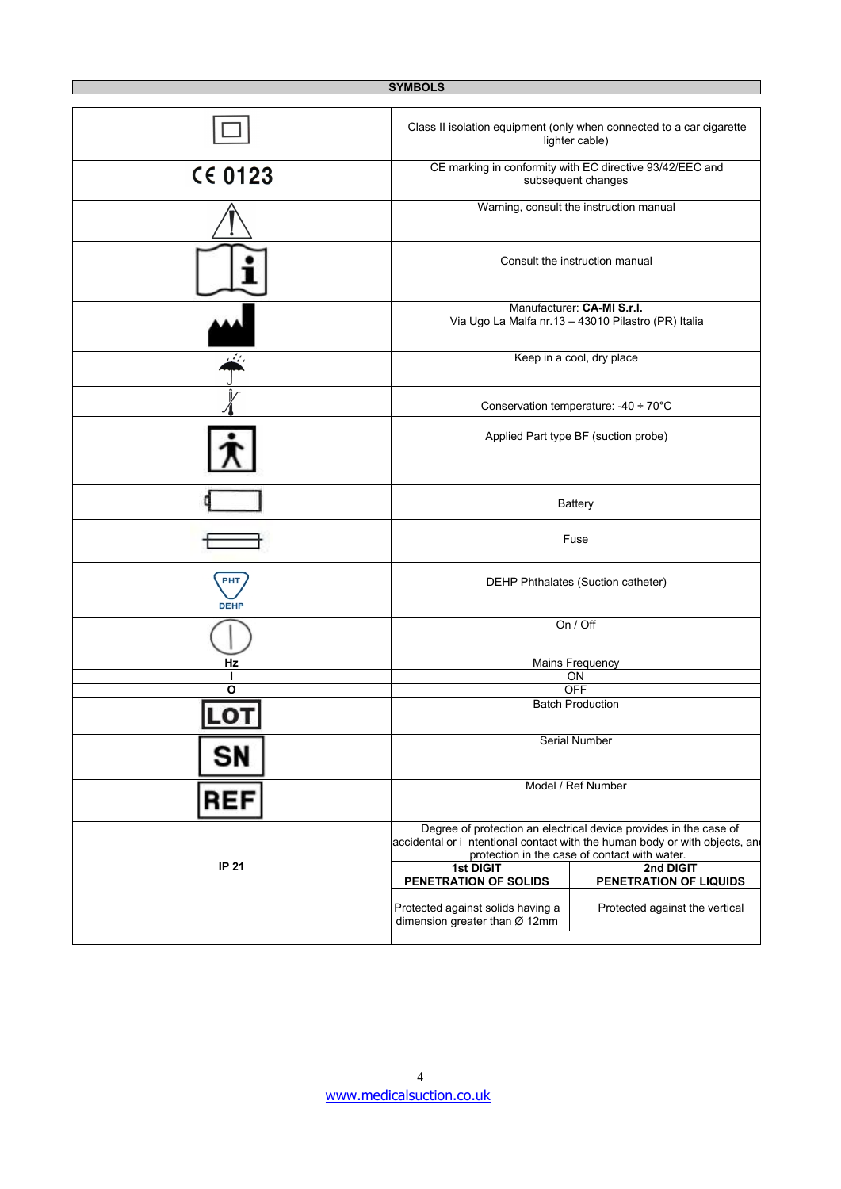## SYMBOLS

| Symbol | Description |
|---|---|
| | Class II isolation equipment (only when connected to a car cigarette lighter cable) |
| CE 0123 | CE marking in conformity with EC directive 93/42/EEC and subsequent changes |
| | Warning, consult the instruction manual |
| | Consult the instruction manual |
| | Manufacturer: **CA-MI S.r.l.** Via Ugo La Malfa nr.13 – 43010 Pilastro (PR) Italia |
| | Keep in a cool, dry place |
| | Conservation temperature: -40 ÷ 70°C |
| | Applied Part type BF (suction probe) |
| | Battery |
| | Fuse |
| PHT DEHP | DEHP Phthalates (Suction catheter) |
| | On / Off |
| **Hz** | Mains Frequency |
| **I** | ON |
| **O** | OFF |
| LOT | Batch Production |
| SN | Serial Number |
| REF | Model / Ref Number |
| **IP 21** | Degree of protection an electrical device provides in the case of accidental or i ntentional contact with the human body or with objects, and protection in the case of contact with water. |

| **1st DIGIT PENETRATION OF SOLIDS** | **2nd DIGIT PENETRATION OF LIQUIDS** |
|---|---|
| Protected against solids having a dimension greater than Ø 12mm | Protected against the vertical |

www.medicalsuction.co.uk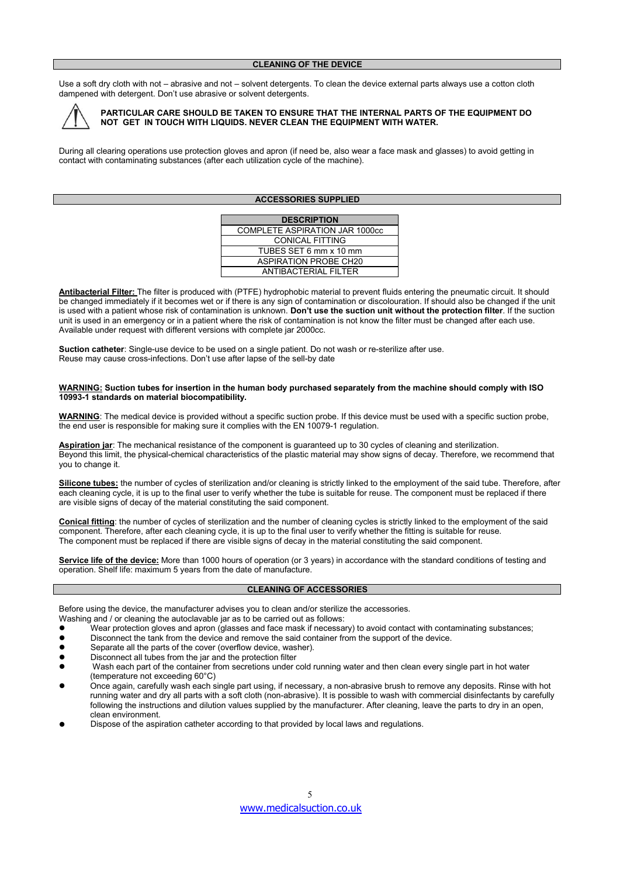## CLEANING OF THE DEVICE

Use a soft dry cloth with not – abrasive and not – solvent detergents. To clean the device external parts always use a cotton cloth dampened with detergent. Don't use abrasive or solvent detergents.

**PARTICULAR CARE SHOULD BE TAKEN TO ENSURE THAT THE INTERNAL PARTS OF THE EQUIPMENT DO NOT GET IN TOUCH WITH LIQUIDS. NEVER CLEAN THE EQUIPMENT WITH WATER.**

During all clearing operations use protection gloves and apron (if need be, also wear a face mask and glasses) to avoid getting in contact with contaminating substances (after each utilization cycle of the machine).

## ACCESSORIES SUPPLIED

| DESCRIPTION |
|---|
| COMPLETE ASPIRATION JAR 1000cc |
| CONICAL FITTING |
| TUBES SET 6 mm x 10 mm |
| ASPIRATION PROBE CH20 |
| ANTIBACTERIAL FILTER |

**Antibacterial Filter:** The filter is produced with (PTFE) hydrophobic material to prevent fluids entering the pneumatic circuit. It should be changed immediately if it becomes wet or if there is any sign of contamination or discolouration. If should also be changed if the unit is used with a patient whose risk of contamination is unknown. **Don't use the suction unit without the protection filter**. If the suction unit is used in an emergency or in a patient where the risk of contamination is not know the filter must be changed after each use. Available under request with different versions with complete jar 2000cc.

**Suction catheter**: Single-use device to be used on a single patient. Do not wash or re-sterilize after use. Reuse may cause cross-infections. Don't use after lapse of the sell-by date

**WARNING: Suction tubes for insertion in the human body purchased separately from the machine should comply with ISO 10993-1 standards on material biocompatibility.**

**WARNING**: The medical device is provided without a specific suction probe. If this device must be used with a specific suction probe, the end user is responsible for making sure it complies with the EN 10079-1 regulation.

**Aspiration jar**: The mechanical resistance of the component is guaranteed up to 30 cycles of cleaning and sterilization. Beyond this limit, the physical-chemical characteristics of the plastic material may show signs of decay. Therefore, we recommend that you to change it.

**Silicone tubes:** the number of cycles of sterilization and/or cleaning is strictly linked to the employment of the said tube. Therefore, after each cleaning cycle, it is up to the final user to verify whether the tube is suitable for reuse. The component must be replaced if there are visible signs of decay of the material constituting the said component.

**Conical fitting**: the number of cycles of sterilization and the number of cleaning cycles is strictly linked to the employment of the said component. Therefore, after each cleaning cycle, it is up to the final user to verify whether the fitting is suitable for reuse. The component must be replaced if there are visible signs of decay in the material constituting the said component.

**Service life of the device:** More than 1000 hours of operation (or 3 years) in accordance with the standard conditions of testing and operation. Shelf life: maximum 5 years from the date of manufacture.

## CLEANING OF ACCESSORIES

Before using the device, the manufacturer advises you to clean and/or sterilize the accessories.
Washing and / or cleaning the autoclavable jar as to be carried out as follows:

- Wear protection gloves and apron (glasses and face mask if necessary) to avoid contact with contaminating substances;
- Disconnect the tank from the device and remove the said container from the support of the device.
- Separate all the parts of the cover (overflow device, washer).
- Disconnect all tubes from the jar and the protection filter
- Wash each part of the container from secretions under cold running water and then clean every single part in hot water (temperature not exceeding 60°C)
- Once again, carefully wash each single part using, if necessary, a non-abrasive brush to remove any deposits. Rinse with hot running water and dry all parts with a soft cloth (non-abrasive). It is possible to wash with commercial disinfectants by carefully following the instructions and dilution values supplied by the manufacturer. After cleaning, leave the parts to dry in an open, clean environment.
- Dispose of the aspiration catheter according to that provided by local laws and regulations.

www.medicalsuction.co.uk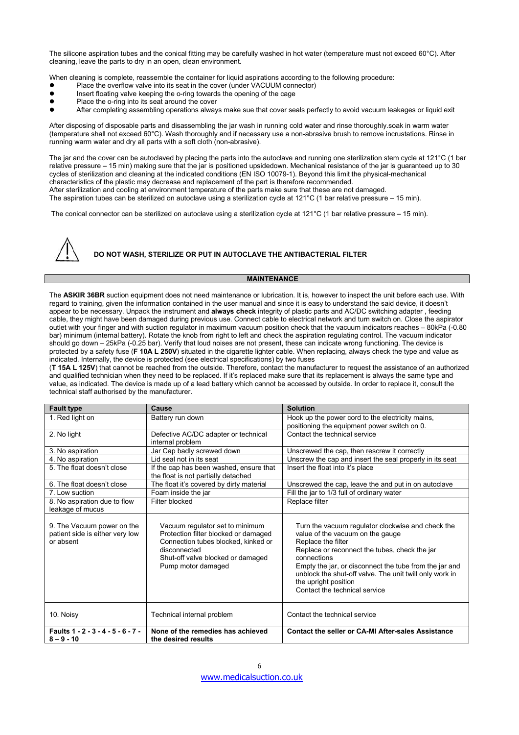The silicone aspiration tubes and the conical fitting may be carefully washed in hot water (temperature must not exceed 60°C). After cleaning, leave the parts to dry in an open, clean environment.

When cleaning is complete, reassemble the container for liquid aspirations according to the following procedure:

- Place the overflow valve into its seat in the cover (under VACUUM connector)
- Insert floating valve keeping the o-ring towards the opening of the cage
- Place the o-ring into its seat around the cover
- After completing assembling operations always make sue that cover seals perfectly to avoid vacuum leakages or liquid exit

After disposing of disposable parts and disassembling the jar wash in running cold water and rinse thoroughly.soak in warm water (temperature shall not exceed 60°C). Wash thoroughly and if necessary use a non-abrasive brush to remove incrustations. Rinse in running warm water and dry all parts with a soft cloth (non-abrasive).

The jar and the cover can be autoclaved by placing the parts into the autoclave and running one sterilization stem cycle at 121°C (1 bar relative pressure – 15 min) making sure that the jar is positioned upsidedown. Mechanical resistance of the jar is guaranteed up to 30 cycles of sterilization and cleaning at the indicated conditions (EN ISO 10079-1). Beyond this limit the physical-mechanical characteristics of the plastic may decrease and replacement of the part is therefore recommended.
After sterilization and cooling at environment temperature of the parts make sure that these are not damaged.
The aspiration tubes can be sterilized on autoclave using a sterilization cycle at 121°C (1 bar relative pressure – 15 min).

The conical connector can be sterilized on autoclave using a sterilization cycle at 121°C (1 bar relative pressure – 15 min).

**DO NOT WASH, STERILIZE OR PUT IN AUTOCLAVE THE ANTIBACTERIAL FILTER**

## MAINTENANCE

The **ASKIR 36BR** suction equipment does not need maintenance or lubrication. It is, however to inspect the unit before each use. With regard to training, given the information contained in the user manual and since it is easy to understand the said device, it doesn't appear to be necessary. Unpack the instrument and **always check** integrity of plastic parts and AC/DC switching adapter , feeding cable, they might have been damaged during previous use. Connect cable to electrical network and turn switch on. Close the aspirator outlet with your finger and with suction regulator in maximum vacuum position check that the vacuum indicators reaches – 80kPa (-0.80 bar) minimum (internal battery). Rotate the knob from right to left and check the aspiration regulating control. The vacuum indicator should go down – 25kPa (-0.25 bar). Verify that loud noises are not present, these can indicate wrong functioning. The device is protected by a safety fuse (**F 10A L 250V**) situated in the cigarette lighter cable. When replacing, always check the type and value as indicated. Internally, the device is protected (see electrical specifications) by two fuses
(**T 15A L 125V**) that cannot be reached from the outside. Therefore, contact the manufacturer to request the assistance of an authorized and qualified technician when they need to be replaced. If it's replaced make sure that its replacement is always the same type and value, as indicated. The device is made up of a lead battery which cannot be accessed by outside. In order to replace it, consult the technical staff authorised by the manufacturer.

| Fault type | Cause | Solution |
|---|---|---|
| 1. Red light on | Battery run down | Hook up the power cord to the electricity mains, positioning the equipment power switch on 0. |
| 2. No light | Defective AC/DC adapter or technical internal problem | Contact the technical service |
| 3. No aspiration | Jar Cap badly screwed down | Unscrewed the cap, then rescrew it correctly |
| 4. No aspiration | Lid seal not in its seat | Unscrew the cap and insert the seal properly in its seat |
| 5. The float doesn't close | If the cap has been washed, ensure that the float is not partially detached | Insert the float into it's place |
| 6. The float doesn't close | The float it's covered by dirty material | Unscrewed the cap, leave the and put in on autoclave |
| 7. Low suction | Foam inside the jar | Fill the jar to 1/3 full of ordinary water |
| 8. No aspiration due to flow leakage of mucus | Filter blocked | Replace filter |
| 9. The Vacuum power on the patient side is either very low or absent | Vacuum regulator set to minimum<br>Protection filter blocked or damaged<br>Connection tubes blocked, kinked or disconnected<br>Shut-off valve blocked or damaged<br>Pump motor damaged | Turn the vacuum regulator clockwise and check the value of the vacuum on the gauge<br>Replace the filter<br>Replace or reconnect the tubes, check the jar connections<br>Empty the jar, or disconnect the tube from the jar and unblock the shut-off valve. The unit twill only work in the upright position<br>Contact the technical service |
| 10. Noisy | Technical internal problem | Contact the technical service |
| **Faults 1 - 2 - 3 - 4 - 5 - 6 - 7 - 8 – 9 - 10** | **None of the remedies has achieved the desired results** | **Contact the seller or CA-MI After-sales Assistance** |

www.medicalsuction.co.uk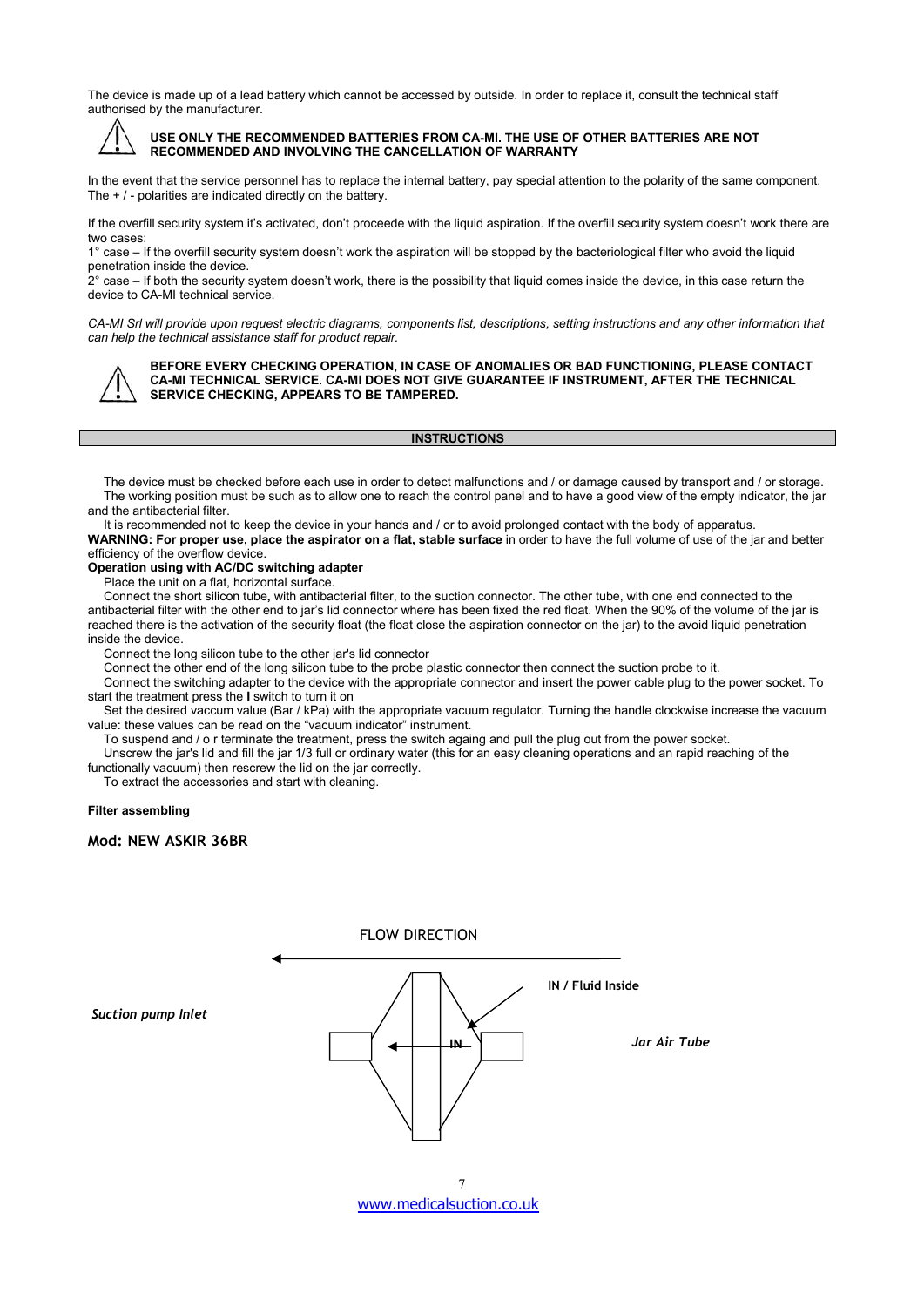The device is made up of a lead battery which cannot be accessed by outside. In order to replace it, consult the technical staff authorised by the manufacturer.

**USE ONLY THE RECOMMENDED BATTERIES FROM CA-MI. THE USE OF OTHER BATTERIES ARE NOT RECOMMENDED AND INVOLVING THE CANCELLATION OF WARRANTY**

In the event that the service personnel has to replace the internal battery, pay special attention to the polarity of the same component. The + / - polarities are indicated directly on the battery.

If the overfill security system it's activated, don't proceede with the liquid aspiration. If the overfill security system doesn't work there are two cases:
1° case – If the overfill security system doesn't work the aspiration will be stopped by the bacteriological filter who avoid the liquid penetration inside the device.
2° case – If both the security system doesn't work, there is the possibility that liquid comes inside the device, in this case return the device to CA-MI technical service.

*CA-MI Srl will provide upon request electric diagrams, components list, descriptions, setting instructions and any other information that can help the technical assistance staff for product repair.*

**BEFORE EVERY CHECKING OPERATION, IN CASE OF ANOMALIES OR BAD FUNCTIONING, PLEASE CONTACT CA-MI TECHNICAL SERVICE. CA-MI DOES NOT GIVE GUARANTEE IF INSTRUMENT, AFTER THE TECHNICAL SERVICE CHECKING, APPEARS TO BE TAMPERED.**

## INSTRUCTIONS

The device must be checked before each use in order to detect malfunctions and / or damage caused by transport and / or storage.
The working position must be such as to allow one to reach the control panel and to have a good view of the empty indicator, the jar and the antibacterial filter.
It is recommended not to keep the device in your hands and / or to avoid prolonged contact with the body of apparatus.
**WARNING: For proper use, place the aspirator on a flat, stable surface** in order to have the full volume of use of the jar and better efficiency of the overflow device.

**Operation using with AC/DC switching adapter**

Place the unit on a flat, horizontal surface.
Connect the short silicon tube**,** with antibacterial filter, to the suction connector. The other tube, with one end connected to the antibacterial filter with the other end to jar's lid connector where has been fixed the red float. When the 90% of the volume of the jar is reached there is the activation of the security float (the float close the aspiration connector on the jar) to the avoid liquid penetration inside the device.
Connect the long silicon tube to the other jar's lid connector
Connect the other end of the long silicon tube to the probe plastic connector then connect the suction probe to it.
Connect the switching adapter to the device with the appropriate connector and insert the power cable plug to the power socket. To start the treatment press the **I** switch to turn it on
Set the desired vaccum value (Bar / kPa) with the appropriate vacuum regulator. Turning the handle clockwise increase the vacuum value: these values can be read on the "vacuum indicator" instrument.
To suspend and / o r terminate the treatment, press the switch againg and pull the plug out from the power socket.
Unscrew the jar's lid and fill the jar 1/3 full or ordinary water (this for an easy cleaning operations and an rapid reaching of the functionally vacuum) then rescrew the lid on the jar correctly.
To extract the accessories and start with cleaning.

**Filter assembling**

**Mod: NEW ASKIR 36BR**

FLOW DIRECTION

*Suction pump Inlet*

IN / Fluid Inside

IN

*Jar Air Tube*

www.medicalsuction.co.uk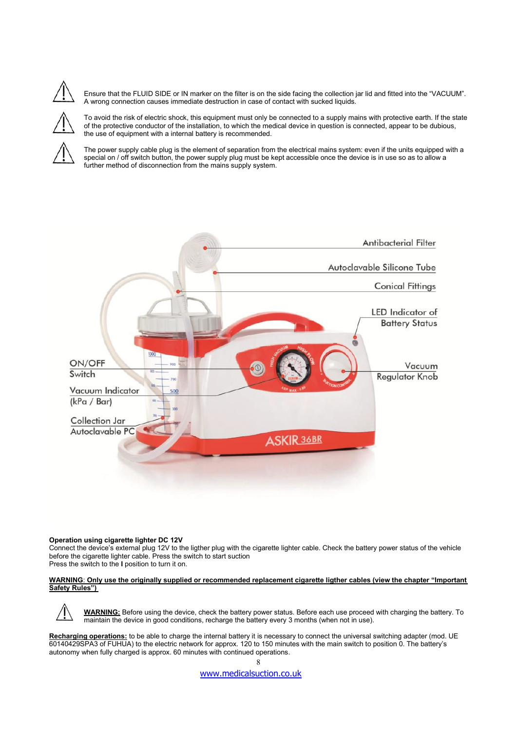⚠ Ensure that the FLUID SIDE or IN marker on the filter is on the side facing the collection jar lid and fitted into the "VACUUM". A wrong connection causes immediate destruction in case of contact with sucked liquids.

⚠ To avoid the risk of electric shock, this equipment must only be connected to a supply mains with protective earth. If the state of the protective conductor of the installation, to which the medical device in question is connected, appear to be dubious, the use of equipment with a internal battery is recommended.

⚠ The power supply cable plug is the element of separation from the electrical mains system: even if the units equipped with a special on / off switch button, the power supply plug must be kept accessible once the device is in use so as to allow a further method of disconnection from the mains supply system.

Antibacterial Filter

Autoclavable Silicone Tube

Conical Fittings

LED Indicator of Battery Status

ON/OFF Switch

Vacuum Regulator Knob

Vacuum Indicator (kPa / Bar)

Collection Jar Autoclavable PC

**Operation using cigarette lighter DC 12V**
Connect the device's external plug 12V to the ligther plug with the cigarette lighter cable. Check the battery power status of the vehicle before the cigarette lighter cable. Press the switch to start suction
Press the switch to the **I** position to turn it on.

**WARNING**: **Only use the originally supplied or recommended replacement cigarette ligther cables (view the chapter "Important Safety Rules")**

⚠ **WARNING:** Before using the device, check the battery power status. Before each use proceed with charging the battery. To maintain the device in good conditions, recharge the battery every 3 months (when not in use).

**Recharging operations:** to be able to charge the internal battery it is necessary to connect the universal switching adapter (mod. UE 60140429SPA3 of FUHUA) to the electric network for approx. 120 to 150 minutes with the main switch to position 0. The battery's autonomy when fully charged is approx. 60 minutes with continued operations.

www.medicalsuction.co.uk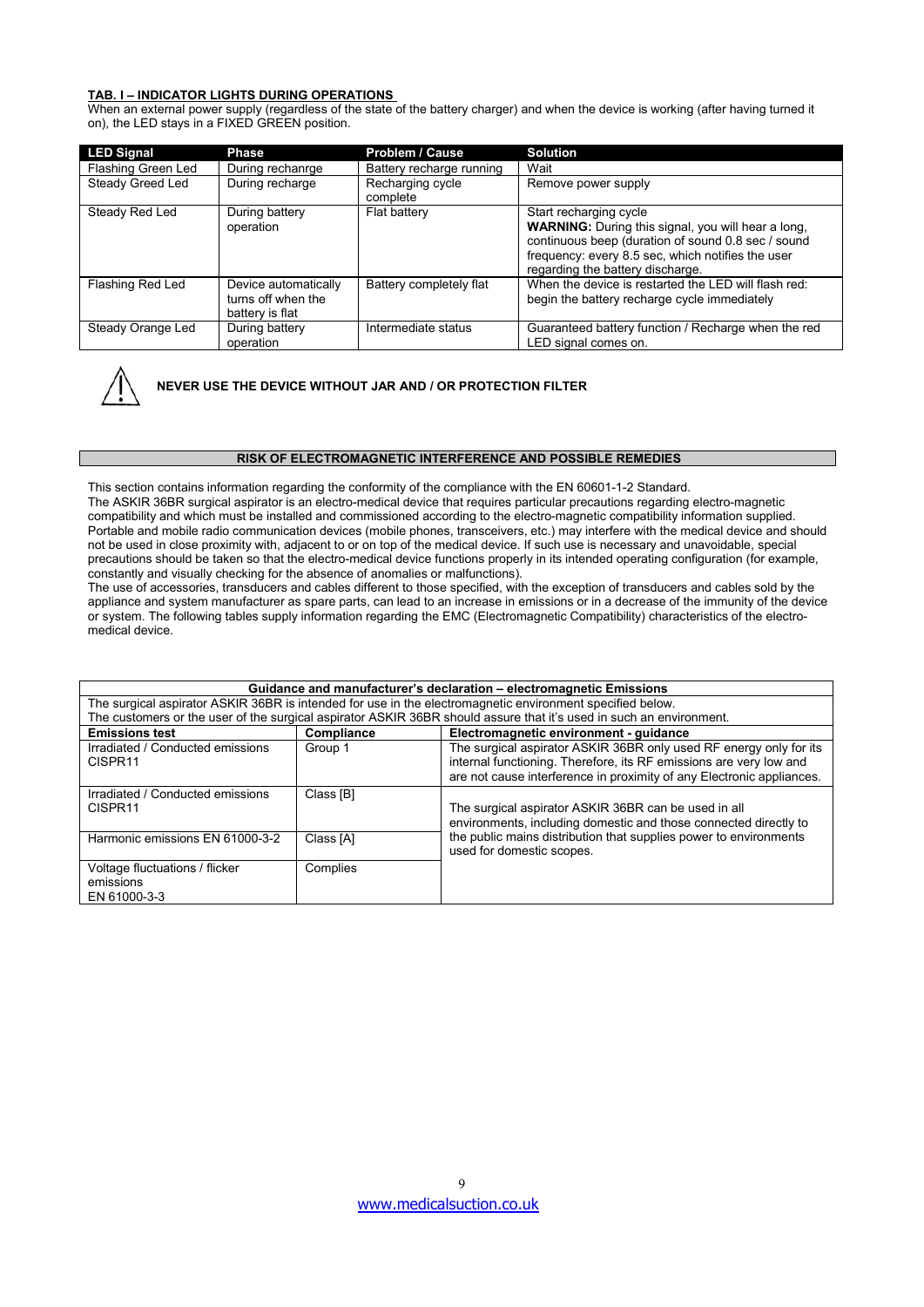**TAB. I – INDICATOR LIGHTS DURING OPERATIONS**

When an external power supply (regardless of the state of the battery charger) and when the device is working (after having turned it on), the LED stays in a FIXED GREEN position.

| LED Signal | Phase | Problem / Cause | Solution |
|---|---|---|---|
| Flashing Green Led | During rechanrge | Battery recharge running | Wait |
| Steady Greed Led | During recharge | Recharging cycle complete | Remove power supply |
| Steady Red Led | During battery operation | Flat battery | Start recharging cycle **WARNING:** During this signal, you will hear a long, continuous beep (duration of sound 0.8 sec / sound frequency: every 8.5 sec, which notifies the user regarding the battery discharge. |
| Flashing Red Led | Device automatically turns off when the battery is flat | Battery completely flat | When the device is restarted the LED will flash red: begin the battery recharge cycle immediately |
| Steady Orange Led | During battery operation | Intermediate status | Guaranteed battery function / Recharge when the red LED signal comes on. |

⚠ **NEVER USE THE DEVICE WITHOUT JAR AND / OR PROTECTION FILTER**

## RISK OF ELECTROMAGNETIC INTERFERENCE AND POSSIBLE REMEDIES

This section contains information regarding the conformity of the compliance with the EN 60601-1-2 Standard.
The ASKIR 36BR surgical aspirator is an electro-medical device that requires particular precautions regarding electro-magnetic compatibility and which must be installed and commissioned according to the electro-magnetic compatibility information supplied. Portable and mobile radio communication devices (mobile phones, transceivers, etc.) may interfere with the medical device and should not be used in close proximity with, adjacent to or on top of the medical device. If such use is necessary and unavoidable, special precautions should be taken so that the electro-medical device functions properly in its intended operating configuration (for example, constantly and visually checking for the absence of anomalies or malfunctions).
The use of accessories, transducers and cables different to those specified, with the exception of transducers and cables sold by the appliance and system manufacturer as spare parts, can lead to an increase in emissions or in a decrease of the immunity of the device or system. The following tables supply information regarding the EMC (Electromagnetic Compatibility) characteristics of the electro-medical device.

| Guidance and manufacturer's declaration – electromagnetic Emissions | | |
|---|---|---|
| The surgical aspirator ASKIR 36BR is intended for use in the electromagnetic environment specified below. The customers or the user of the surgical aspirator ASKIR 36BR should assure that it's used in such an environment. | | |
| **Emissions test** | **Compliance** | **Electromagnetic environment - guidance** |
| Irradiated / Conducted emissions CISPR11 | Group 1 | The surgical aspirator ASKIR 36BR only used RF energy only for its internal functioning. Therefore, its RF emissions are very low and are not cause interference in proximity of any Electronic appliances. |
| Irradiated / Conducted emissions CISPR11 | Class [B] | The surgical aspirator ASKIR 36BR can be used in all environments, including domestic and those connected directly to the public mains distribution that supplies power to environments used for domestic scopes. |
| Harmonic emissions EN 61000-3-2 | Class [A] | |
| Voltage fluctuations / flicker emissions EN 61000-3-3 | Complies | |

www.medicalsuction.co.uk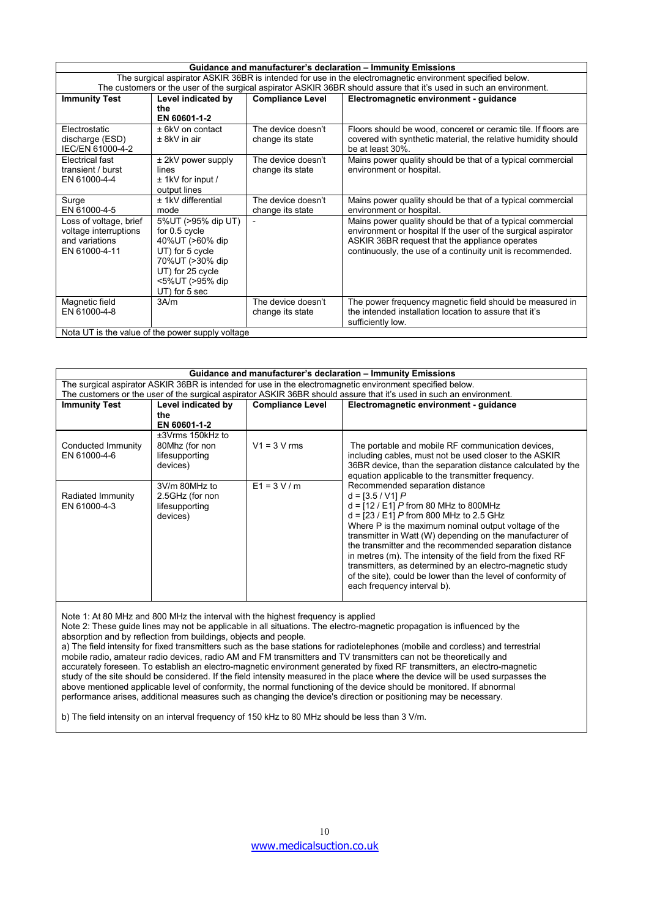| Guidance and manufacturer's declaration – Immunity Emissions | | | |
|---|---|---|---|
| The surgical aspirator ASKIR 36BR is intended for use in the electromagnetic environment specified below. The customers or the user of the surgical aspirator ASKIR 36BR should assure that it's used in such an environment. | | | |
| **Immunity Test** | **Level indicated by the EN 60601-1-2** | **Compliance Level** | **Electromagnetic environment - guidance** |
| Electrostatic discharge (ESD) IEC/EN 61000-4-2 | ± 6kV on contact ± 8kV in air | The device doesn't change its state | Floors should be wood, conceret or ceramic tile. If floors are covered with synthetic material, the relative humidity should be at least 30%. |
| Electrical fast transient / burst EN 61000-4-4 | ± 2kV power supply lines ± 1kV for input / output lines | The device doesn't change its state | Mains power quality should be that of a typical commercial environment or hospital. |
| Surge EN 61000-4-5 | ± 1kV differential mode | The device doesn't change its state | Mains power quality should be that of a typical commercial environment or hospital. |
| Loss of voltage, brief voltage interruptions and variations EN 61000-4-11 | 5%UT (>95% dip UT) for 0.5 cycle 40%UT (>60% dip UT) for 5 cycle 70%UT (>30% dip UT) for 25 cycle <5%UT (>95% dip UT) for 5 sec | - | Mains power quality should be that of a typical commercial environment or hospital If the user of the surgical aspirator ASKIR 36BR request that the appliance operates continuously, the use of a continuity unit is recommended. |
| Magnetic field EN 61000-4-8 | 3A/m | The device doesn't change its state | The power frequency magnetic field should be measured in the intended installation location to assure that it's sufficiently low. |
| Nota UT is the value of the power supply voltage | | | |

| Guidance and manufacturer's declaration – Immunity Emissions | | | |
|---|---|---|---|
| The surgical aspirator ASKIR 36BR is intended for use in the electromagnetic environment specified below. The customers or the user of the surgical aspirator ASKIR 36BR should assure that it's used in such an environment. | | | |
| **Immunity Test** | **Level indicated by the EN 60601-1-2** | **Compliance Level** | **Electromagnetic environment - guidance** |
| Conducted Immunity EN 61000-4-6 | ±3Vrms 150kHz to 80Mhz (for non lifesupporting devices) | V1 = 3 V rms | The portable and mobile RF communication devices, including cables, must not be used closer to the ASKIR 36BR device, than the separation distance calculated by the equation applicable to the transmitter frequency. |
| Radiated Immunity EN 61000-4-3 | 3V/m 80MHz to 2.5GHz (for non lifesupporting devices) | E1 = 3 V / m | Recommended separation distance d = [3.5 / V1] *P* d = [12 / E1] *P* from 80 MHz to 800MHz d = [23 / E1] *P* from 800 MHz to 2.5 GHz Where P is the maximum nominal output voltage of the transmitter in Watt (W) depending on the manufacturer of the transmitter and the recommended separation distance in metres (m). The intensity of the field from the fixed RF transmitters, as determined by an electro-magnetic study of the site), could be lower than the level of conformity of each frequency interval b). |

Note 1: At 80 MHz and 800 MHz the interval with the highest frequency is applied

Note 2: These guide lines may not be applicable in all situations. The electro-magnetic propagation is influenced by the absorption and by reflection from buildings, objects and people.

a) The field intensity for fixed transmitters such as the base stations for radiotelephones (mobile and cordless) and terrestrial mobile radio, amateur radio devices, radio AM and FM transmitters and TV transmitters can not be theoretically and accurately foreseen. To establish an electro-magnetic environment generated by fixed RF transmitters, an electro-magnetic study of the site should be considered. If the field intensity measured in the place where the device will be used surpasses the above mentioned applicable level of conformity, the normal functioning of the device should be monitored. If abnormal performance arises, additional measures such as changing the device's direction or positioning may be necessary.

b) The field intensity on an interval frequency of 150 kHz to 80 MHz should be less than 3 V/m.

www.medicalsuction.co.uk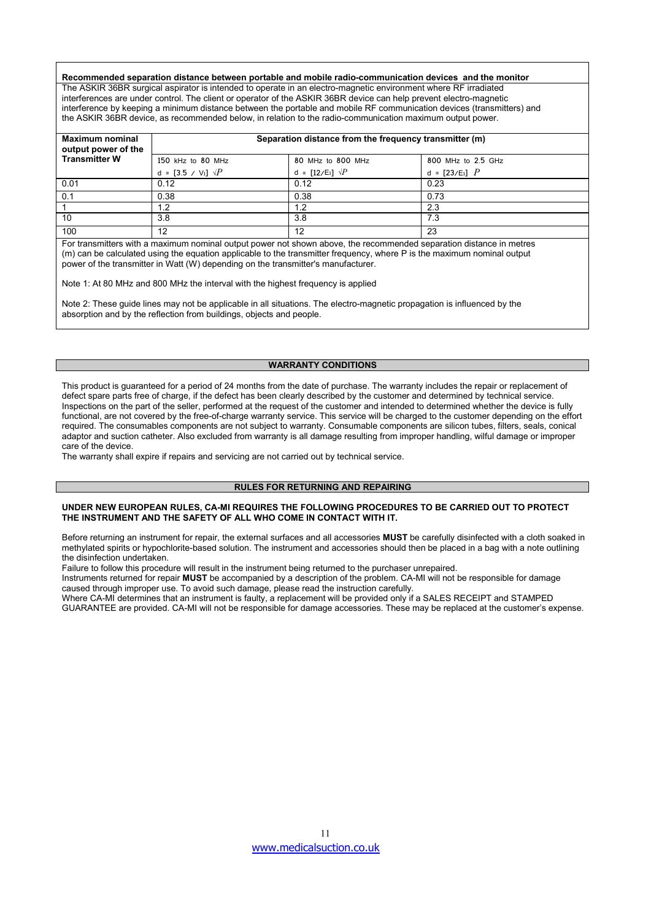**Recommended separation distance between portable and mobile radio-communication devices and the monitor**

The ASKIR 36BR surgical aspirator is intended to operate in an electro-magnetic environment where RF irradiated interferences are under control. The client or operator of the ASKIR 36BR device can help prevent electro-magnetic interference by keeping a minimum distance between the portable and mobile RF communication devices (transmitters) and the ASKIR 36BR device, as recommended below, in relation to the radio-communication maximum output power.

| Maximum nominal output power of the Transmitter W | Separation distance from the frequency transmitter (m) | | |
|---|---|---|---|
| | 150 kHz to 80 MHz $d = [3.5 / V_1] \sqrt{P}$ | 80 MHz to 800 MHz $d = [12/E_1] \sqrt{P}$ | 800 MHz to 2.5 GHz $d = [23/E_1]\ P$ |
| 0.01 | 0.12 | 0.12 | 0.23 |
| 0.1 | 0.38 | 0.38 | 0.73 |
| 1 | 1.2 | 1.2 | 2.3 |
| 10 | 3.8 | 3.8 | 7.3 |
| 100 | 12 | 12 | 23 |

For transmitters with a maximum nominal output power not shown above, the recommended separation distance in metres (m) can be calculated using the equation applicable to the transmitter frequency, where P is the maximum nominal output power of the transmitter in Watt (W) depending on the transmitter's manufacturer.

Note 1: At 80 MHz and 800 MHz the interval with the highest frequency is applied

Note 2: These guide lines may not be applicable in all situations. The electro-magnetic propagation is influenced by the absorption and by the reflection from buildings, objects and people.

## WARRANTY CONDITIONS

This product is guaranteed for a period of 24 months from the date of purchase. The warranty includes the repair or replacement of defect spare parts free of charge, if the defect has been clearly described by the customer and determined by technical service. Inspections on the part of the seller, performed at the request of the customer and intended to determined whether the device is fully functional, are not covered by the free-of-charge warranty service. This service will be charged to the customer depending on the effort required. The consumables components are not subject to warranty. Consumable components are silicon tubes, filters, seals, conical adaptor and suction catheter. Also excluded from warranty is all damage resulting from improper handling, wilful damage or improper care of the device.

The warranty shall expire if repairs and servicing are not carried out by technical service.

## RULES FOR RETURNING AND REPAIRING

**UNDER NEW EUROPEAN RULES, CA-MI REQUIRES THE FOLLOWING PROCEDURES TO BE CARRIED OUT TO PROTECT THE INSTRUMENT AND THE SAFETY OF ALL WHO COME IN CONTACT WITH IT.**

Before returning an instrument for repair, the external surfaces and all accessories **MUST** be carefully disinfected with a cloth soaked in methylated spirits or hypochlorite-based solution. The instrument and accessories should then be placed in a bag with a note outlining the disinfection undertaken.

Failure to follow this procedure will result in the instrument being returned to the purchaser unrepaired.

Instruments returned for repair **MUST** be accompanied by a description of the problem. CA-MI will not be responsible for damage caused through improper use. To avoid such damage, please read the instruction carefully.

Where CA-MI determines that an instrument is faulty, a replacement will be provided only if a SALES RECEIPT and STAMPED GUARANTEE are provided. CA-MI will not be responsible for damage accessories. These may be replaced at the customer's expense.

www.medicalsuction.co.uk